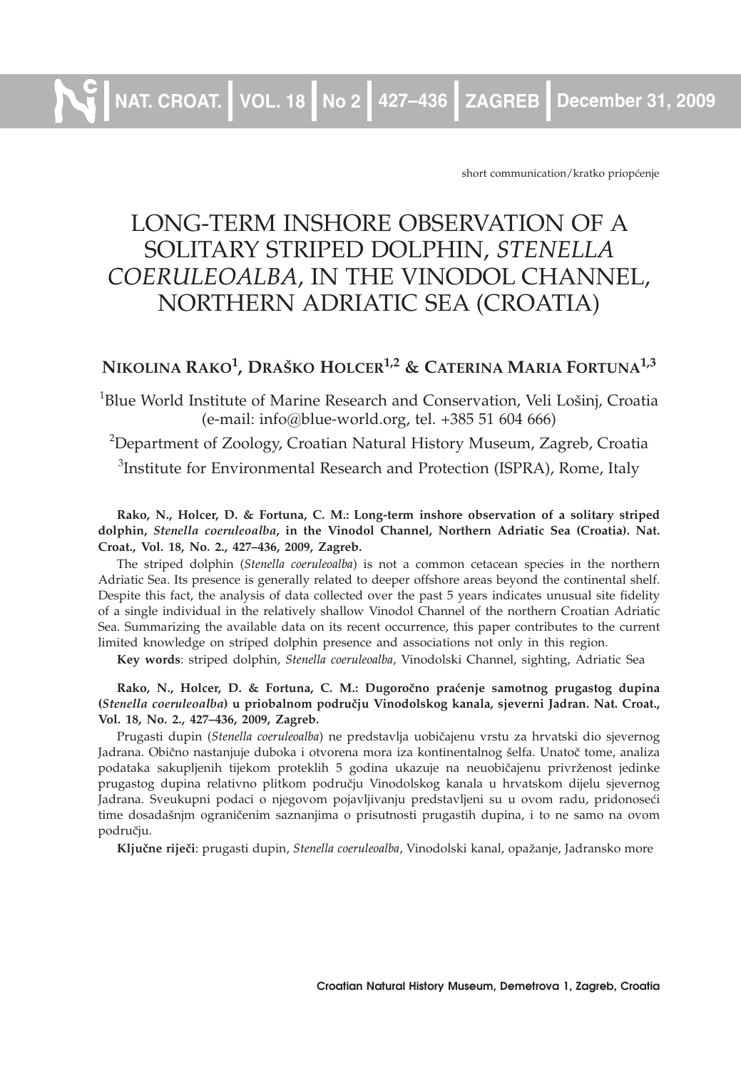short communication/kratko priopćenje

# LONG-TERM INSHORE OBSERVATION OF A SOLITARY STRIPED DOLPHIN, *STENELLA COERULEOALBA*, IN THE VINODOL CHANNEL, NORTHERN ADRIATIC SEA (CROATIA)

**NIKOLINA RAKO[1], DRAŠKO HOLCER[1,2] & CATERINA MARIA FORTUNA[1,3]**

[1]Blue World Institute of Marine Research and Conservation, Veli Lošinj, Croatia (e-mail: info@blue-world.org, tel. +385 51 604 666)

[2]Department of Zoology, Croatian Natural History Museum, Zagreb, Croatia

[3]Institute for Environmental Research and Protection (ISPRA), Rome, Italy

**Rako, N., Holcer, D. & Fortuna, C. M.: Long-term inshore observation of a solitary striped dolphin, *Stenella coeruleoalba*, in the Vinodol Channel, Northern Adriatic Sea (Croatia). Nat. Croat., Vol. 18, No. 2., 427–436, 2009, Zagreb.**

The striped dolphin (*Stenella coeruleoalba*) is not a common cetacean species in the northern Adriatic Sea. Its presence is generally related to deeper offshore areas beyond the continental shelf. Despite this fact, the analysis of data collected over the past 5 years indicates unusual site fidelity of a single individual in the relatively shallow Vinodol Channel of the northern Croatian Adriatic Sea. Summarizing the available data on its recent occurrence, this paper contributes to the current limited knowledge on striped dolphin presence and associations not only in this region.

**Key words**: striped dolphin, *Stenella coeruleoalba*, Vinodolski Channel, sighting, Adriatic Sea

**Rako, N., Holcer, D. & Fortuna, C. M.: Dugoročno praćenje samotnog prugastog dupina (*Stenella coeruleoalba*) u priobalnom području Vinodolskog kanala, sjeverni Jadran. Nat. Croat., Vol. 18, No. 2., 427–436, 2009, Zagreb.**

Prugasti dupin (*Stenella coeruleoalba*) ne predstavlja uobičajenu vrstu za hrvatski dio sjevernog Jadrana. Obično nastanjuje duboka i otvorena mora iza kontinentalnog šelfa. Unatoč tome, analiza podataka sakupljenih tijekom proteklih 5 godina ukazuje na neuobičajenu privrženost jedinke prugastog dupina relativno plitkom području Vinodolskog kanala u hrvatskom dijelu sjevernog Jadrana. Sveukupni podaci o njegovom pojavljivanju predstavljeni su u ovom radu, pridonoseći time dosadašnjm ograničenim saznanjima o prisutnosti prugastih dupina, i to ne samo na ovom području.

**Ključne riječi**: prugasti dupin, *Stenella coeruleoalba*, Vinodolski kanal, opažanje, Jadransko more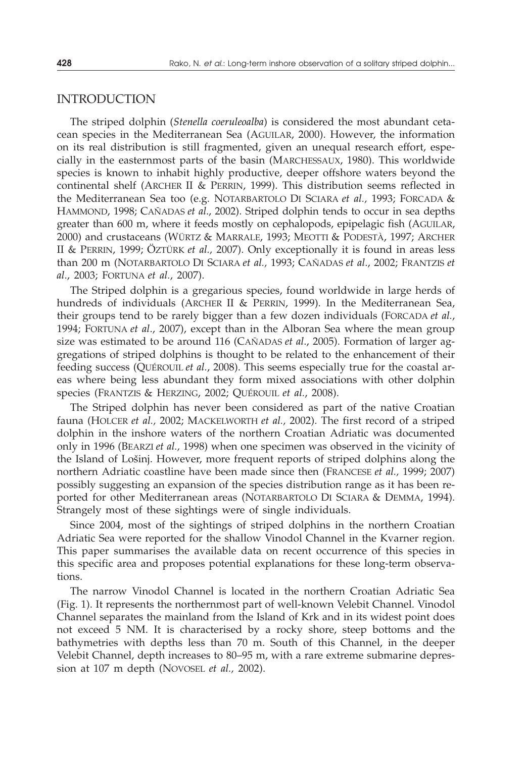## INTRODUCTION

The striped dolphin (*Stenella coeruleoalba*) is considered the most abundant cetacean species in the Mediterranean Sea (AGUILAR, 2000). However, the information on its real distribution is still fragmented, given an unequal research effort, especially in the easternmost parts of the basin (MARCHESSAUX, 1980). This worldwide species is known to inhabit highly productive, deeper offshore waters beyond the continental shelf (ARCHER II & PERRIN, 1999). This distribution seems reflected in the Mediterranean Sea too (e.g. NOTARBARTOLO DI SCIARA *et al.*, 1993; FORCADA & HAMMOND, 1998; CAÑADAS *et al*., 2002). Striped dolphin tends to occur in sea depths greater than 600 m, where it feeds mostly on cephalopods, epipelagic fish (AGUILAR, 2000) and crustaceans (WÜRTZ & MARRALE, 1993; MEOTTI & PODESTÀ, 1997; ARCHER II & PERRIN, 1999; ÖZTÜRK *et al.*, 2007). Only exceptionally it is found in areas less than 200 m (NOTARBARTOLO DI SCIARA *et al.*, 1993; CAÑADAS *et al*., 2002; FRANTZIS *et al*., 2003; FORTUNA *et al.*, 2007).

The Striped dolphin is a gregarious species, found worldwide in large herds of hundreds of individuals (ARCHER II & PERRIN, 1999). In the Mediterranean Sea, their groups tend to be rarely bigger than a few dozen individuals (FORCADA *et al.*, 1994; FORTUNA *et al*., 2007), except than in the Alboran Sea where the mean group size was estimated to be around 116 (CAÑADAS *et al*., 2005). Formation of larger aggregations of striped dolphins is thought to be related to the enhancement of their feeding success (QUÉROUIL *et al.*, 2008). This seems especially true for the coastal areas where being less abundant they form mixed associations with other dolphin species (FRANTZIS & HERZING, 2002; QUÉROUIL *et al.*, 2008).

The Striped dolphin has never been considered as part of the native Croatian fauna (HOLCER *et al.*, 2002; MACKELWORTH *et al.*, 2002). The first record of a striped dolphin in the inshore waters of the northern Croatian Adriatic was documented only in 1996 (BEARZI *et al.*, 1998) when one specimen was observed in the vicinity of the Island of Lošinj. However, more frequent reports of striped dolphins along the northern Adriatic coastline have been made since then (FRANCESE *et al.*, 1999; 2007) possibly suggesting an expansion of the species distribution range as it has been reported for other Mediterranean areas (NOTARBARTOLO DI SCIARA & DEMMA, 1994). Strangely most of these sightings were of single individuals.

Since 2004, most of the sightings of striped dolphins in the northern Croatian Adriatic Sea were reported for the shallow Vinodol Channel in the Kvarner region. This paper summarises the available data on recent occurrence of this species in this specific area and proposes potential explanations for these long-term observations.

The narrow Vinodol Channel is located in the northern Croatian Adriatic Sea (Fig. 1). It represents the northernmost part of well-known Velebit Channel. Vinodol Channel separates the mainland from the Island of Krk and in its widest point does not exceed 5 NM. It is characterised by a rocky shore, steep bottoms and the bathymetries with depths less than 70 m. South of this Channel, in the deeper Velebit Channel, depth increases to 80–95 m, with a rare extreme submarine depression at 107 m depth (NOVOSEL *et al.*, 2002).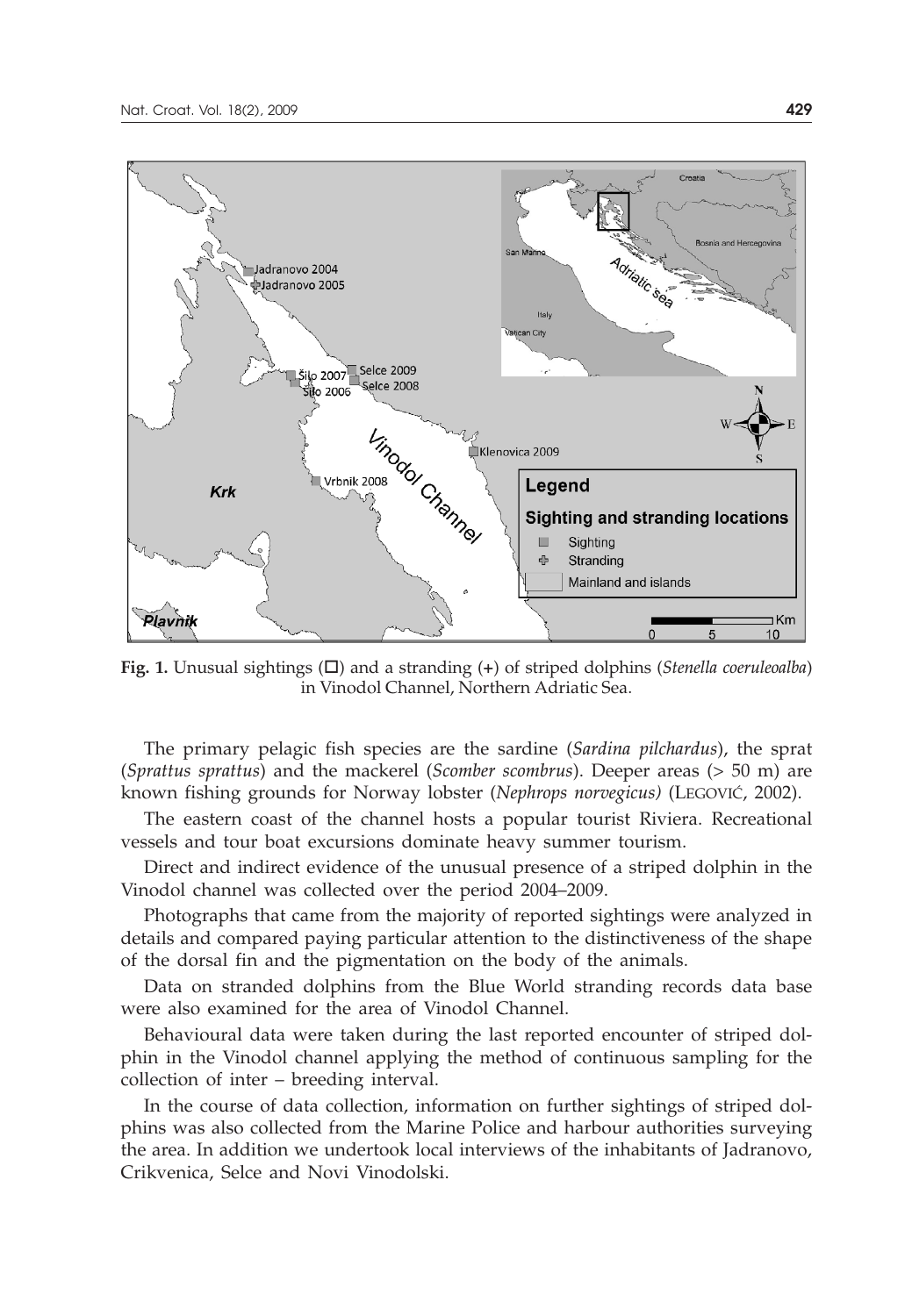**Fig. 1.** Unusual sightings (□) and a stranding (+) of striped dolphins (*Stenella coeruleoalba*) in Vinodol Channel, Northern Adriatic Sea.

The primary pelagic fish species are the sardine (*Sardina pilchardus*), the sprat (*Sprattus sprattus*) and the mackerel (*Scomber scombrus*). Deeper areas (> 50 m) are known fishing grounds for Norway lobster (*Nephrops norvegicus)* (LEGOVIĆ, 2002).

The eastern coast of the channel hosts a popular tourist Riviera. Recreational vessels and tour boat excursions dominate heavy summer tourism.

Direct and indirect evidence of the unusual presence of a striped dolphin in the Vinodol channel was collected over the period 2004–2009.

Photographs that came from the majority of reported sightings were analyzed in details and compared paying particular attention to the distinctiveness of the shape of the dorsal fin and the pigmentation on the body of the animals.

Data on stranded dolphins from the Blue World stranding records data base were also examined for the area of Vinodol Channel.

Behavioural data were taken during the last reported encounter of striped dolphin in the Vinodol channel applying the method of continuous sampling for the collection of inter – breeding interval.

In the course of data collection, information on further sightings of striped dolphins was also collected from the Marine Police and harbour authorities surveying the area. In addition we undertook local interviews of the inhabitants of Jadranovo, Crikvenica, Selce and Novi Vinodolski.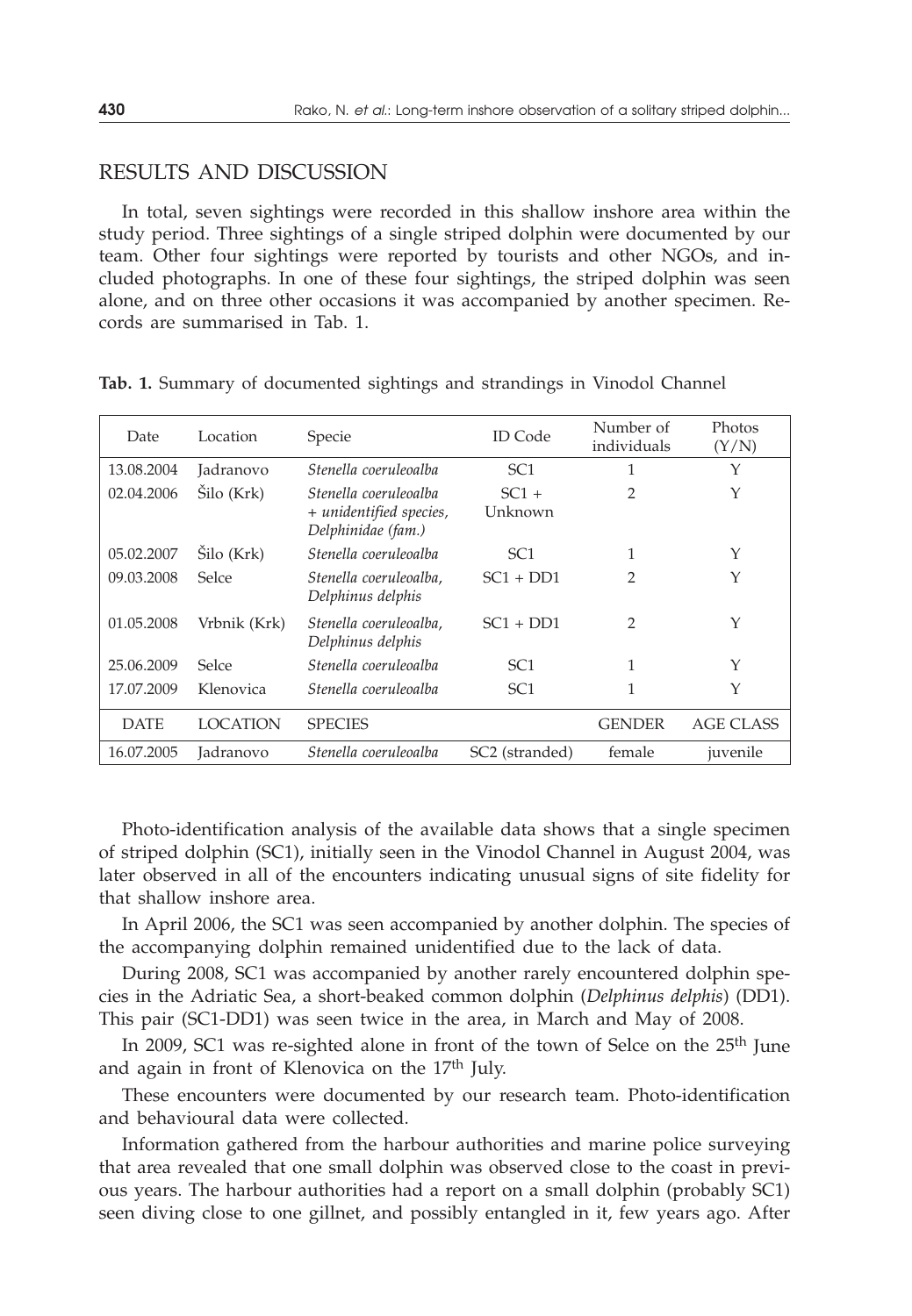## RESULTS AND DISCUSSION

In total, seven sightings were recorded in this shallow inshore area within the study period. Three sightings of a single striped dolphin were documented by our team. Other four sightings were reported by tourists and other NGOs, and included photographs. In one of these four sightings, the striped dolphin was seen alone, and on three other occasions it was accompanied by another specimen. Records are summarised in Tab. 1.

**Tab. 1.** Summary of documented sightings and strandings in Vinodol Channel

| Date | Location | Specie | ID Code | Number of individuals | Photos (Y/N) |
|---|---|---|---|---|---|
| 13.08.2004 | Jadranovo | *Stenella coeruleoalba* | SC1 | 1 | Y |
| 02.04.2006 | Šilo (Krk) | *Stenella coeruleoalba + unidentified species, Delphinidae (fam.)* | SC1 + Unknown | 2 | Y |
| 05.02.2007 | Šilo (Krk) | *Stenella coeruleoalba* | SC1 | 1 | Y |
| 09.03.2008 | Selce | *Stenella coeruleoalba, Delphinus delphis* | SC1 + DD1 | 2 | Y |
| 01.05.2008 | Vrbnik (Krk) | *Stenella coeruleoalba, Delphinus delphis* | SC1 + DD1 | 2 | Y |
| 25.06.2009 | Selce | *Stenella coeruleoalba* | SC1 | 1 | Y |
| 17.07.2009 | Klenovica | *Stenella coeruleoalba* | SC1 | 1 | Y |
| DATE | LOCATION | SPECIES | | GENDER | AGE CLASS |
| 16.07.2005 | Jadranovo | *Stenella coeruleoalba* | SC2 (stranded) | female | juvenile |

Photo-identification analysis of the available data shows that a single specimen of striped dolphin (SC1), initially seen in the Vinodol Channel in August 2004, was later observed in all of the encounters indicating unusual signs of site fidelity for that shallow inshore area.

In April 2006, the SC1 was seen accompanied by another dolphin. The species of the accompanying dolphin remained unidentified due to the lack of data.

During 2008, SC1 was accompanied by another rarely encountered dolphin species in the Adriatic Sea, a short-beaked common dolphin (*Delphinus delphis*) (DD1). This pair (SC1-DD1) was seen twice in the area, in March and May of 2008.

In 2009, SC1 was re-sighted alone in front of the town of Selce on the 25th June and again in front of Klenovica on the 17th July.

These encounters were documented by our research team. Photo-identification and behavioural data were collected.

Information gathered from the harbour authorities and marine police surveying that area revealed that one small dolphin was observed close to the coast in previous years. The harbour authorities had a report on a small dolphin (probably SC1) seen diving close to one gillnet, and possibly entangled in it, few years ago. After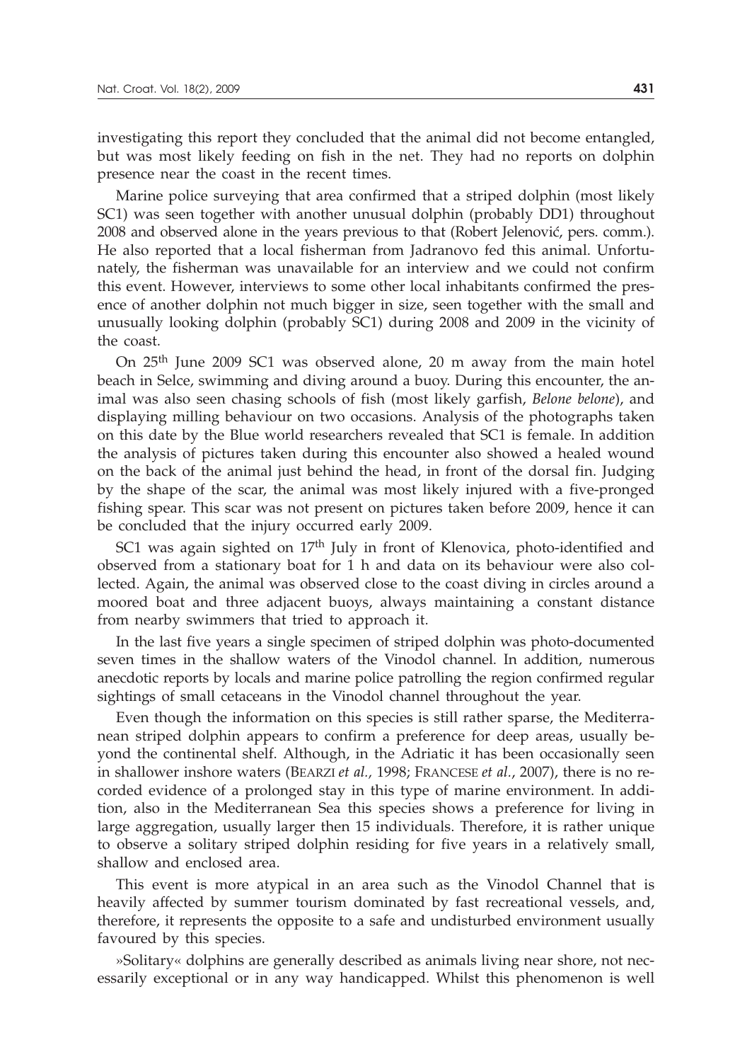investigating this report they concluded that the animal did not become entangled, but was most likely feeding on fish in the net. They had no reports on dolphin presence near the coast in the recent times.

Marine police surveying that area confirmed that a striped dolphin (most likely SC1) was seen together with another unusual dolphin (probably DD1) throughout 2008 and observed alone in the years previous to that (Robert Jelenović, pers. comm.). He also reported that a local fisherman from Jadranovo fed this animal. Unfortunately, the fisherman was unavailable for an interview and we could not confirm this event. However, interviews to some other local inhabitants confirmed the presence of another dolphin not much bigger in size, seen together with the small and unusually looking dolphin (probably SC1) during 2008 and 2009 in the vicinity of the coast.

On 25th June 2009 SC1 was observed alone, 20 m away from the main hotel beach in Selce, swimming and diving around a buoy. During this encounter, the animal was also seen chasing schools of fish (most likely garfish, *Belone belone*), and displaying milling behaviour on two occasions. Analysis of the photographs taken on this date by the Blue world researchers revealed that SC1 is female. In addition the analysis of pictures taken during this encounter also showed a healed wound on the back of the animal just behind the head, in front of the dorsal fin. Judging by the shape of the scar, the animal was most likely injured with a five-pronged fishing spear. This scar was not present on pictures taken before 2009, hence it can be concluded that the injury occurred early 2009.

SC1 was again sighted on 17th July in front of Klenovica, photo-identified and observed from a stationary boat for 1 h and data on its behaviour were also collected. Again, the animal was observed close to the coast diving in circles around a moored boat and three adjacent buoys, always maintaining a constant distance from nearby swimmers that tried to approach it.

In the last five years a single specimen of striped dolphin was photo-documented seven times in the shallow waters of the Vinodol channel. In addition, numerous anecdotic reports by locals and marine police patrolling the region confirmed regular sightings of small cetaceans in the Vinodol channel throughout the year.

Even though the information on this species is still rather sparse, the Mediterranean striped dolphin appears to confirm a preference for deep areas, usually beyond the continental shelf. Although, in the Adriatic it has been occasionally seen in shallower inshore waters (Bearzi *et al.*, 1998; Francese *et al.*, 2007), there is no recorded evidence of a prolonged stay in this type of marine environment. In addition, also in the Mediterranean Sea this species shows a preference for living in large aggregation, usually larger then 15 individuals. Therefore, it is rather unique to observe a solitary striped dolphin residing for five years in a relatively small, shallow and enclosed area.

This event is more atypical in an area such as the Vinodol Channel that is heavily affected by summer tourism dominated by fast recreational vessels, and, therefore, it represents the opposite to a safe and undisturbed environment usually favoured by this species.

»Solitary« dolphins are generally described as animals living near shore, not necessarily exceptional or in any way handicapped. Whilst this phenomenon is well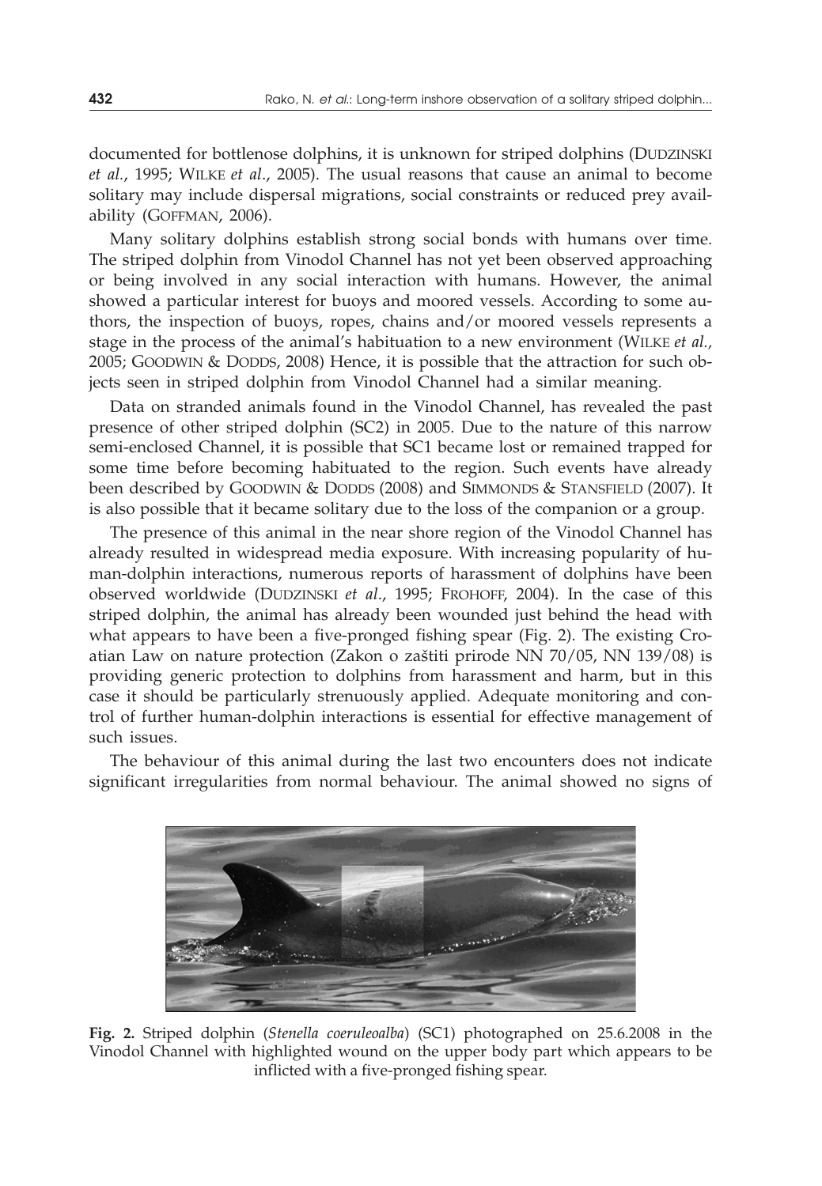documented for bottlenose dolphins, it is unknown for striped dolphins (DUDZINSKI *et al.*, 1995; WILKE *et al*., 2005). The usual reasons that cause an animal to become solitary may include dispersal migrations, social constraints or reduced prey availability (GOFFMAN, 2006).

Many solitary dolphins establish strong social bonds with humans over time. The striped dolphin from Vinodol Channel has not yet been observed approaching or being involved in any social interaction with humans. However, the animal showed a particular interest for buoys and moored vessels. According to some authors, the inspection of buoys, ropes, chains and/or moored vessels represents a stage in the process of the animal's habituation to a new environment (WILKE *et al.*, 2005; GOODWIN & DODDS, 2008) Hence, it is possible that the attraction for such objects seen in striped dolphin from Vinodol Channel had a similar meaning.

Data on stranded animals found in the Vinodol Channel, has revealed the past presence of other striped dolphin (SC2) in 2005. Due to the nature of this narrow semi-enclosed Channel, it is possible that SC1 became lost or remained trapped for some time before becoming habituated to the region. Such events have already been described by GOODWIN & DODDS (2008) and SIMMONDS & STANSFIELD (2007). It is also possible that it became solitary due to the loss of the companion or a group.

The presence of this animal in the near shore region of the Vinodol Channel has already resulted in widespread media exposure. With increasing popularity of human-dolphin interactions, numerous reports of harassment of dolphins have been observed worldwide (DUDZINSKI *et al*., 1995; FROHOFF, 2004). In the case of this striped dolphin, the animal has already been wounded just behind the head with what appears to have been a five-pronged fishing spear (Fig. 2). The existing Croatian Law on nature protection (Zakon o zaštiti prirode NN 70/05, NN 139/08) is providing generic protection to dolphins from harassment and harm, but in this case it should be particularly strenuously applied. Adequate monitoring and control of further human-dolphin interactions is essential for effective management of such issues.

The behaviour of this animal during the last two encounters does not indicate significant irregularities from normal behaviour. The animal showed no signs of

**Fig. 2.** Striped dolphin (*Stenella coeruleoalba*) (SC1) photographed on 25.6.2008 in the Vinodol Channel with highlighted wound on the upper body part which appears to be inflicted with a five-pronged fishing spear.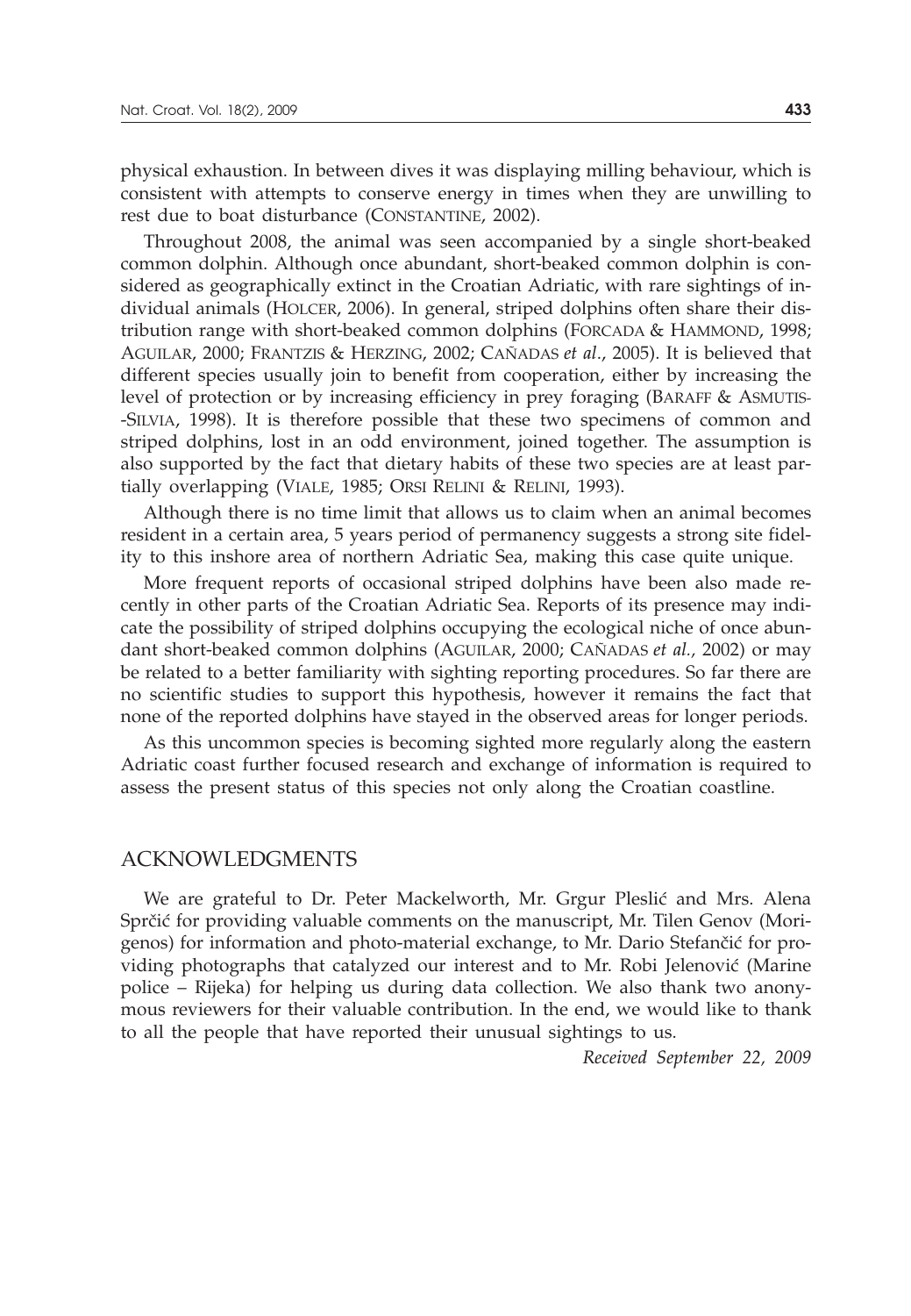physical exhaustion. In between dives it was displaying milling behaviour, which is consistent with attempts to conserve energy in times when they are unwilling to rest due to boat disturbance (CONSTANTINE, 2002).

Throughout 2008, the animal was seen accompanied by a single short-beaked common dolphin. Although once abundant, short-beaked common dolphin is considered as geographically extinct in the Croatian Adriatic, with rare sightings of individual animals (HOLCER, 2006). In general, striped dolphins often share their distribution range with short-beaked common dolphins (FORCADA & HAMMOND, 1998; AGUILAR, 2000; FRANTZIS & HERZING, 2002; CAÑADAS *et al*., 2005). It is believed that different species usually join to benefit from cooperation, either by increasing the level of protection or by increasing efficiency in prey foraging (BARAFF & ASMUTIS-SILVIA, 1998). It is therefore possible that these two specimens of common and striped dolphins, lost in an odd environment, joined together. The assumption is also supported by the fact that dietary habits of these two species are at least partially overlapping (VIALE, 1985; ORSI RELINI & RELINI, 1993).

Although there is no time limit that allows us to claim when an animal becomes resident in a certain area, 5 years period of permanency suggests a strong site fidelity to this inshore area of northern Adriatic Sea, making this case quite unique.

More frequent reports of occasional striped dolphins have been also made recently in other parts of the Croatian Adriatic Sea. Reports of its presence may indicate the possibility of striped dolphins occupying the ecological niche of once abundant short-beaked common dolphins (AGUILAR, 2000; CAÑADAS *et al.*, 2002) or may be related to a better familiarity with sighting reporting procedures. So far there are no scientific studies to support this hypothesis, however it remains the fact that none of the reported dolphins have stayed in the observed areas for longer periods.

As this uncommon species is becoming sighted more regularly along the eastern Adriatic coast further focused research and exchange of information is required to assess the present status of this species not only along the Croatian coastline.

## ACKNOWLEDGMENTS

We are grateful to Dr. Peter Mackelworth, Mr. Grgur Pleslić and Mrs. Alena Sprčić for providing valuable comments on the manuscript, Mr. Tilen Genov (Morigenos) for information and photo-material exchange, to Mr. Dario Stefančić for providing photographs that catalyzed our interest and to Mr. Robi Jelenović (Marine police – Rijeka) for helping us during data collection. We also thank two anonymous reviewers for their valuable contribution. In the end, we would like to thank to all the people that have reported their unusual sightings to us.

*Received September 22, 2009*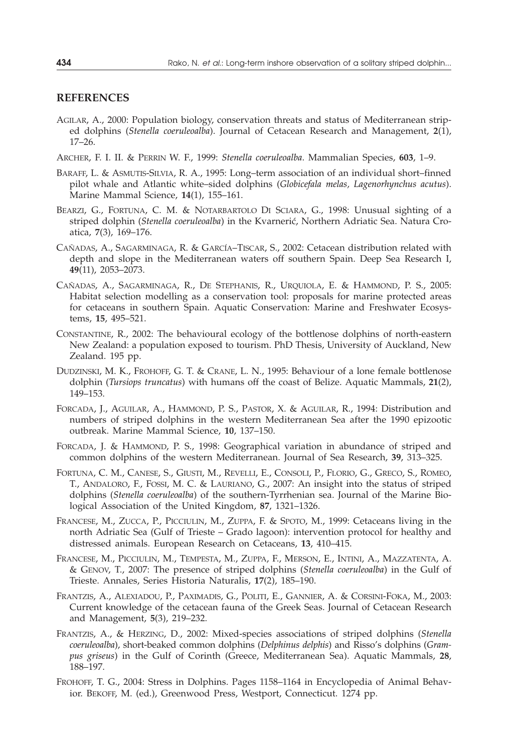## REFERENCES

AGILAR, A., 2000: Population biology, conservation threats and status of Mediterranean striped dolphins (*Stenella coeruleoalba*). Journal of Cetacean Research and Management, **2**(1), 17–26.

ARCHER, F. I. II. & PERRIN W. F., 1999: *Stenella coeruleoalba*. Mammalian Species, **603**, 1–9.

BARAFF, L. & ASMUTIS-SILVIA, R. A., 1995: Long–term association of an individual short–finned pilot whale and Atlantic white–sided dolphins (*Globicefala melas, Lagenorhynchus acutus*). Marine Mammal Science, **14**(1), 155–161.

BEARZI, G., FORTUNA, C. M. & NOTARBARTOLO DI SCIARA, G., 1998: Unusual sighting of a striped dolphin (*Stenella coeruleoalba*) in the Kvarnerić, Northern Adriatic Sea. Natura Croatica, **7**(3), 169–176.

CAÑADAS, A., SAGARMINAGA, R. & GARCÍA–TISCAR, S., 2002: Cetacean distribution related with depth and slope in the Mediterranean waters off southern Spain. Deep Sea Research I, **49**(11), 2053–2073.

CAÑADAS, A., SAGARMINAGA, R., DE STEPHANIS, R., URQUIOLA, E. & HAMMOND, P. S., 2005: Habitat selection modelling as a conservation tool: proposals for marine protected areas for cetaceans in southern Spain. Aquatic Conservation: Marine and Freshwater Ecosystems, **15**, 495–521.

CONSTANTINE, R., 2002: The behavioural ecology of the bottlenose dolphins of north-eastern New Zealand: a population exposed to tourism. PhD Thesis, University of Auckland, New Zealand. 195 pp.

DUDZINSKI, M. K., FROHOFF, G. T. & CRANE, L. N., 1995: Behaviour of a lone female bottlenose dolphin (*Tursiops truncatus*) with humans off the coast of Belize. Aquatic Mammals, **21**(2), 149–153.

FORCADA, J., AGUILAR, A., HAMMOND, P. S., PASTOR, X. & AGUILAR, R., 1994: Distribution and numbers of striped dolphins in the western Mediterranean Sea after the 1990 epizootic outbreak. Marine Mammal Science, **10**, 137–150.

FORCADA, J. & HAMMOND, P. S., 1998: Geographical variation in abundance of striped and common dolphins of the western Mediterranean. Journal of Sea Research, **39**, 313–325.

FORTUNA, C. M., CANESE, S., GIUSTI, M., REVELLI, E., CONSOLI, P., FLORIO, G., GRECO, S., ROMEO, T., ANDALORO, F., FOSSI, M. C. & LAURIANO, G., 2007: An insight into the status of striped dolphins (*Stenella coeruleoalba*) of the southern-Tyrrhenian sea. Journal of the Marine Biological Association of the United Kingdom, **87**, 1321–1326.

FRANCESE, M., ZUCCA, P., PICCIULIN, M., ZUPPA, F. & SPOTO, M., 1999: Cetaceans living in the north Adriatic Sea (Gulf of Trieste – Grado lagoon): intervention protocol for healthy and distressed animals. European Research on Cetaceans, **13**, 410–415.

FRANCESE, M., PICCIULIN, M., TEMPESTA, M., ZUPPA, F., MERSON, E., INTINI, A., MAZZATENTA, A. & GENOV, T., 2007: The presence of striped dolphins (*Stenella coeruleoalba*) in the Gulf of Trieste. Annales, Series Historia Naturalis, **17**(2), 185–190.

FRANTZIS, A., ALEXIADOU, P., PAXIMADIS, G., POLITI, E., GANNIER, A. & CORSINI-FOKA, M., 2003: Current knowledge of the cetacean fauna of the Greek Seas. Journal of Cetacean Research and Management, **5**(3), 219–232.

FRANTZIS, A., & HERZING, D., 2002: Mixed-species associations of striped dolphins (*Stenella coeruleoalba*), short-beaked common dolphins (*Delphinus delphis*) and Risso's dolphins (*Grampus griseus*) in the Gulf of Corinth (Greece, Mediterranean Sea). Aquatic Mammals, **28**, 188–197.

FROHOFF, T. G., 2004: Stress in Dolphins. Pages 1158–1164 in Encyclopedia of Animal Behavior. BEKOFF, M. (ed.), Greenwood Press, Westport, Connecticut. 1274 pp.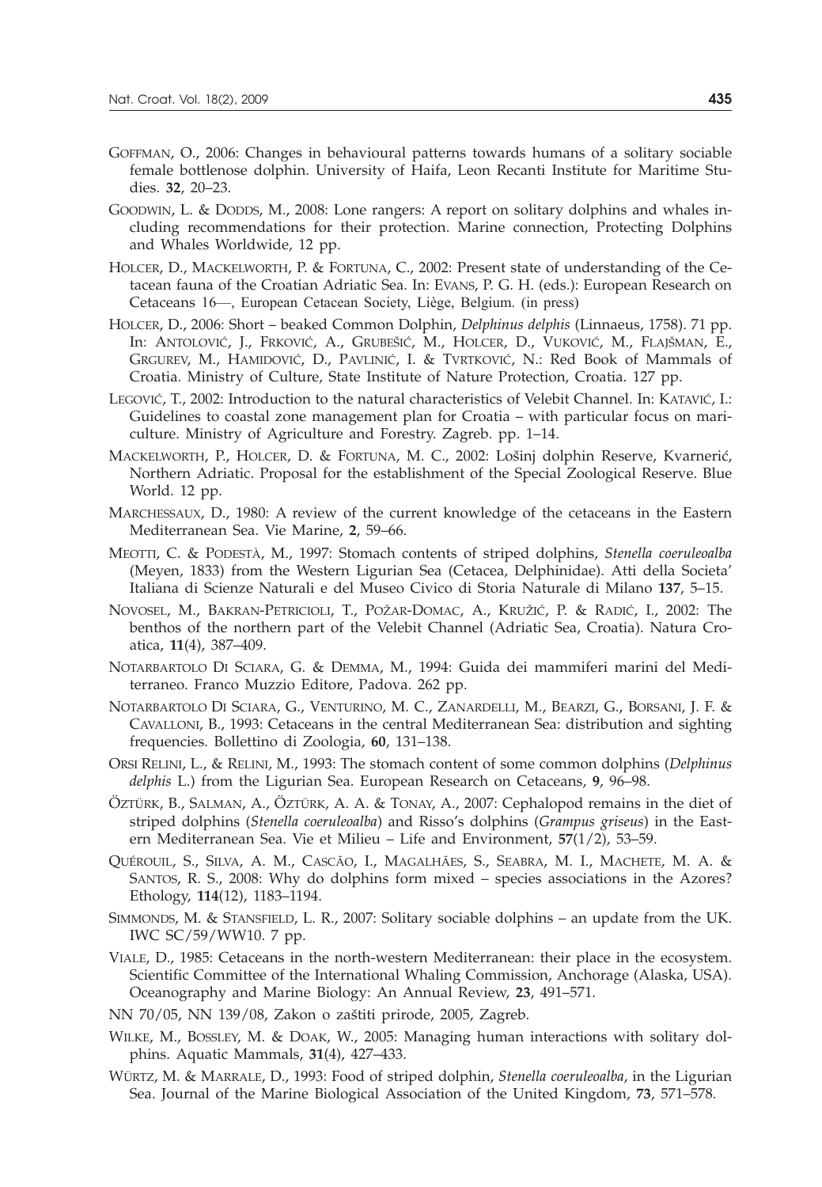GOFFMAN, O., 2006: Changes in behavioural patterns towards humans of a solitary sociable female bottlenose dolphin. University of Haifa, Leon Recanti Institute for Maritime Studies. **32**, 20–23.

GOODWIN, L. & DODDS, M., 2008: Lone rangers: A report on solitary dolphins and whales including recommendations for their protection. Marine connection, Protecting Dolphins and Whales Worldwide, 12 pp.

HOLCER, D., MACKELWORTH, P. & FORTUNA, C., 2002: Present state of understanding of the Cetacean fauna of the Croatian Adriatic Sea. In: EVANS, P. G. H. (eds.): European Research on Cetaceans 16—, European Cetacean Society, Liège, Belgium. (in press)

HOLCER, D., 2006: Short – beaked Common Dolphin, *Delphinus delphis* (Linnaeus, 1758). 71 pp. In: ANTOLOVIĆ, J., FRKOVIĆ, A., GRUBEŠIĆ, M., HOLCER, D., VUKOVIĆ, M., FLAJŠMAN, E., GRGUREV, M., HAMIDOVIĆ, D., PAVLINIĆ, I. & TVRTKOVIĆ, N.: Red Book of Mammals of Croatia. Ministry of Culture, State Institute of Nature Protection, Croatia. 127 pp.

LEGOVIĆ, T., 2002: Introduction to the natural characteristics of Velebit Channel. In: KATAVIĆ, I.: Guidelines to coastal zone management plan for Croatia – with particular focus on mariculture. Ministry of Agriculture and Forestry. Zagreb. pp. 1–14.

MACKELWORTH, P., HOLCER, D. & FORTUNA, M. C., 2002: Lošinj dolphin Reserve, Kvarnerić, Northern Adriatic. Proposal for the establishment of the Special Zoological Reserve. Blue World. 12 pp.

MARCHESSAUX, D., 1980: A review of the current knowledge of the cetaceans in the Eastern Mediterranean Sea. Vie Marine, **2**, 59–66.

MEOTTI, C. & PODESTÀ, M., 1997: Stomach contents of striped dolphins, *Stenella coeruleoalba* (Meyen, 1833) from the Western Ligurian Sea (Cetacea, Delphinidae). Atti della Societa' Italiana di Scienze Naturali e del Museo Civico di Storia Naturale di Milano **137**, 5–15.

NOVOSEL, M., BAKRAN-PETRICIOLI, T., POŽAR-DOMAC, A., KRUŽIĆ, P. & RADIĆ, I., 2002: The benthos of the northern part of the Velebit Channel (Adriatic Sea, Croatia). Natura Croatica, **11**(4), 387–409.

NOTARBARTOLO DI SCIARA, G. & DEMMA, M., 1994: Guida dei mammiferi marini del Mediterraneo. Franco Muzzio Editore, Padova. 262 pp.

NOTARBARTOLO DI SCIARA, G., VENTURINO, M. C., ZANARDELLI, M., BEARZI, G., BORSANI, J. F. & CAVALLONI, B., 1993: Cetaceans in the central Mediterranean Sea: distribution and sighting frequencies. Bollettino di Zoologia, **60**, 131–138.

ORSI RELINI, L., & RELINI, M., 1993: The stomach content of some common dolphins (*Delphinus delphis* L.) from the Ligurian Sea. European Research on Cetaceans, **9**, 96–98.

ÖZTÜRK, B., SALMAN, A., ÖZTÜRK, A. A. & TONAY, A., 2007: Cephalopod remains in the diet of striped dolphins (*Stenella coeruleoalba*) and Risso's dolphins (*Grampus griseus*) in the Eastern Mediterranean Sea. Vie et Milieu – Life and Environment, **57**(1/2), 53–59.

QUÉROUIL, S., SILVA, A. M., CASCÃO, I., MAGALHÃES, S., SEABRA, M. I., MACHETE, M. A. & SANTOS, R. S., 2008: Why do dolphins form mixed – species associations in the Azores? Ethology, **114**(12), 1183–1194.

SIMMONDS, M. & STANSFIELD, L. R., 2007: Solitary sociable dolphins – an update from the UK. IWC SC/59/WW10. 7 pp.

VIALE, D., 1985: Cetaceans in the north-western Mediterranean: their place in the ecosystem. Scientific Committee of the International Whaling Commission, Anchorage (Alaska, USA). Oceanography and Marine Biology: An Annual Review, **23**, 491–571.

NN 70/05, NN 139/08, Zakon o zaštiti prirode, 2005, Zagreb.

WILKE, M., BOSSLEY, M. & DOAK, W., 2005: Managing human interactions with solitary dolphins. Aquatic Mammals, **31**(4), 427–433.

WÜRTZ, M. & MARRALE, D., 1993: Food of striped dolphin, *Stenella coeruleoalba*, in the Ligurian Sea. Journal of the Marine Biological Association of the United Kingdom, **73**, 571–578.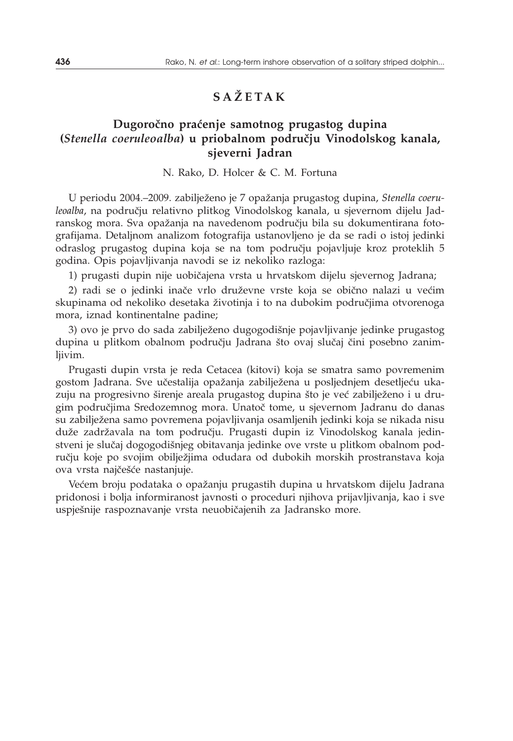## SAŽETAK

### Dugoročno praćenje samotnog prugastog dupina (*Stenella coeruleoalba*) u priobalnom području Vinodolskog kanala, sjeverni Jadran

N. Rako, D. Holcer & C. M. Fortuna

U periodu 2004.–2009. zabilježeno je 7 opažanja prugastog dupina, *Stenella coeruleoalba*, na području relativno plitkog Vinodolskog kanala, u sjevernom dijelu Jadranskog mora. Sva opažanja na navedenom području bila su dokumentirana fotografijama. Detaljnom analizom fotografija ustanovljeno je da se radi o istoj jedinki odraslog prugastog dupina koja se na tom području pojavljuje kroz proteklih 5 godina. Opis pojavljivanja navodi se iz nekoliko razloga:

1) prugasti dupin nije uobičajena vrsta u hrvatskom dijelu sjevernog Jadrana;

2) radi se o jedinki inače vrlo druževne vrste koja se obično nalazi u većim skupinama od nekoliko desetaka životinja i to na dubokim područjima otvorenoga mora, iznad kontinentalne padine;

3) ovo je prvo do sada zabilježeno dugogodišnje pojavljivanje jedinke prugastog dupina u plitkom obalnom području Jadrana što ovaj slučaj čini posebno zanimljivim.

Prugasti dupin vrsta je reda Cetacea (kitovi) koja se smatra samo povremenim gostom Jadrana. Sve učestalija opažanja zabilježena u posljednjem desetljeću ukazuju na progresivno širenje areala prugastog dupina što je već zabilježeno i u drugim područjima Sredozemnog mora. Unatoč tome, u sjevernom Jadranu do danas su zabilježena samo povremena pojavljivanja osamljenih jedinki koja se nikada nisu duže zadržavala na tom području. Prugasti dupin iz Vinodolskog kanala jedinstveni je slučaj dogogodišnjeg obitavanja jedinke ove vrste u plitkom obalnom području koje po svojim obilježjima odudara od dubokih morskih prostranstava koja ova vrsta najčešće nastanjuje.

Većem broju podataka o opažanju prugastih dupina u hrvatskom dijelu Jadrana pridonosi i bolja informiranost javnosti o proceduri njihova prijavljivanja, kao i sve uspješnije raspoznavanje vrsta neuobičajenih za Jadransko more.